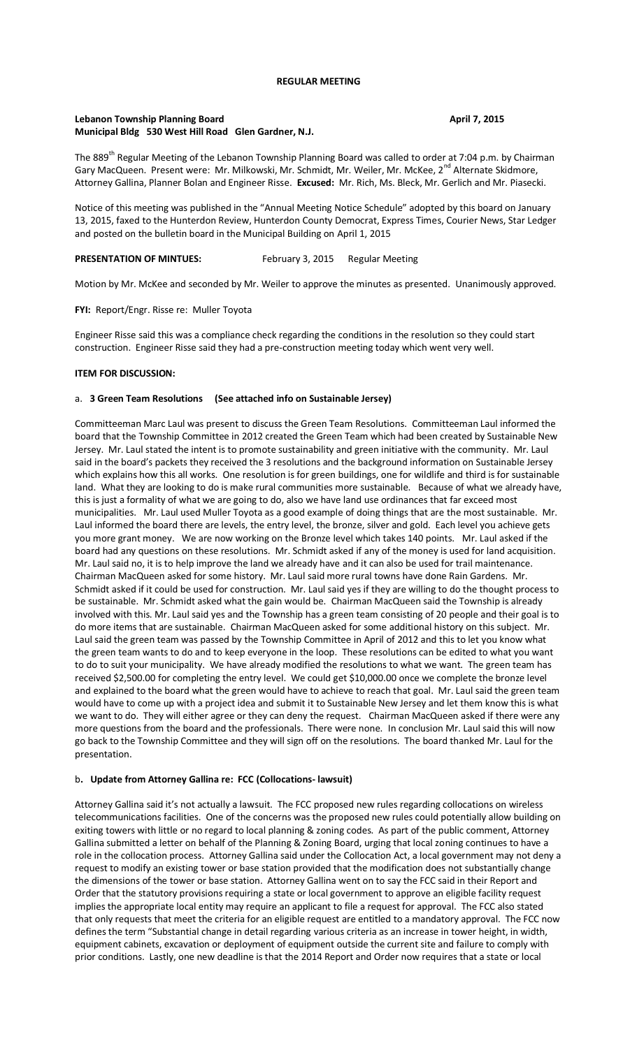**REGULAR MEETING**

**Lebanon Township Planning Board** **April 7, 2015**
**Municipal Bldg 530 West Hill Road Glen Gardner, N.J.**

The 889th Regular Meeting of the Lebanon Township Planning Board was called to order at 7:04 p.m. by Chairman Gary MacQueen. Present were: Mr. Milkowski, Mr. Schmidt, Mr. Weiler, Mr. McKee, 2nd Alternate Skidmore, Attorney Gallina, Planner Bolan and Engineer Risse. **Excused:** Mr. Rich, Ms. Bleck, Mr. Gerlich and Mr. Piasecki.

Notice of this meeting was published in the "Annual Meeting Notice Schedule" adopted by this board on January 13, 2015, faxed to the Hunterdon Review, Hunterdon County Democrat, Express Times, Courier News, Star Ledger and posted on the bulletin board in the Municipal Building on April 1, 2015

**PRESENTATION OF MINTUES:** February 3, 2015 Regular Meeting

Motion by Mr. McKee and seconded by Mr. Weiler to approve the minutes as presented. Unanimously approved.

**FYI:** Report/Engr. Risse re: Muller Toyota

Engineer Risse said this was a compliance check regarding the conditions in the resolution so they could start construction. Engineer Risse said they had a pre-construction meeting today which went very well.

**ITEM FOR DISCUSSION:**

a. **3 Green Team Resolutions (See attached info on Sustainable Jersey)**

Committeeman Marc Laul was present to discuss the Green Team Resolutions. Committeeman Laul informed the board that the Township Committee in 2012 created the Green Team which had been created by Sustainable New Jersey. Mr. Laul stated the intent is to promote sustainability and green initiative with the community. Mr. Laul said in the board's packets they received the 3 resolutions and the background information on Sustainable Jersey which explains how this all works. One resolution is for green buildings, one for wildlife and third is for sustainable land. What they are looking to do is make rural communities more sustainable. Because of what we already have, this is just a formality of what we are going to do, also we have land use ordinances that far exceed most municipalities. Mr. Laul used Muller Toyota as a good example of doing things that are the most sustainable. Mr. Laul informed the board there are levels, the entry level, the bronze, silver and gold. Each level you achieve gets you more grant money. We are now working on the Bronze level which takes 140 points. Mr. Laul asked if the board had any questions on these resolutions. Mr. Schmidt asked if any of the money is used for land acquisition. Mr. Laul said no, it is to help improve the land we already have and it can also be used for trail maintenance. Chairman MacQueen asked for some history. Mr. Laul said more rural towns have done Rain Gardens. Mr. Schmidt asked if it could be used for construction. Mr. Laul said yes if they are willing to do the thought process to be sustainable. Mr. Schmidt asked what the gain would be. Chairman MacQueen said the Township is already involved with this. Mr. Laul said yes and the Township has a green team consisting of 20 people and their goal is to do more items that are sustainable. Chairman MacQueen asked for some additional history on this subject. Mr. Laul said the green team was passed by the Township Committee in April of 2012 and this to let you know what the green team wants to do and to keep everyone in the loop. These resolutions can be edited to what you want to do to suit your municipality. We have already modified the resolutions to what we want. The green team has received $2,500.00 for completing the entry level. We could get $10,000.00 once we complete the bronze level and explained to the board what the green would have to achieve to reach that goal. Mr. Laul said the green team would have to come up with a project idea and submit it to Sustainable New Jersey and let them know this is what we want to do. They will either agree or they can deny the request. Chairman MacQueen asked if there were any more questions from the board and the professionals. There were none. In conclusion Mr. Laul said this will now go back to the Township Committee and they will sign off on the resolutions. The board thanked Mr. Laul for the presentation.

b**. Update from Attorney Gallina re: FCC (Collocations- lawsuit)**

Attorney Gallina said it's not actually a lawsuit. The FCC proposed new rules regarding collocations on wireless telecommunications facilities. One of the concerns was the proposed new rules could potentially allow building on exiting towers with little or no regard to local planning & zoning codes. As part of the public comment, Attorney Gallina submitted a letter on behalf of the Planning & Zoning Board, urging that local zoning continues to have a role in the collocation process. Attorney Gallina said under the Collocation Act, a local government may not deny a request to modify an existing tower or base station provided that the modification does not substantially change the dimensions of the tower or base station. Attorney Gallina went on to say the FCC said in their Report and Order that the statutory provisions requiring a state or local government to approve an eligible facility request implies the appropriate local entity may require an applicant to file a request for approval. The FCC also stated that only requests that meet the criteria for an eligible request are entitled to a mandatory approval. The FCC now defines the term "Substantial change in detail regarding various criteria as an increase in tower height, in width, equipment cabinets, excavation or deployment of equipment outside the current site and failure to comply with prior conditions. Lastly, one new deadline is that the 2014 Report and Order now requires that a state or local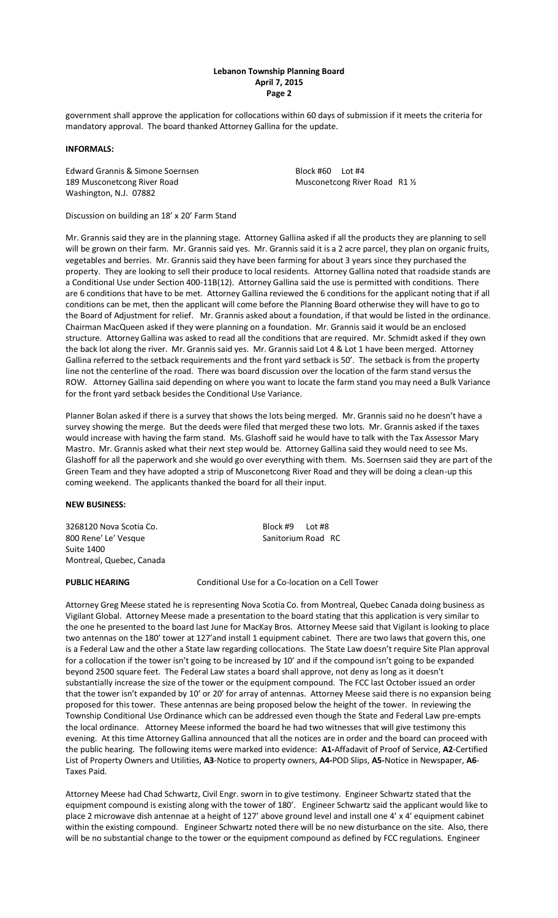government shall approve the application for collocations within 60 days of submission if it meets the criteria for mandatory approval. The board thanked Attorney Gallina for the update.

**INFORMALS:**

Edward Grannis & Simone Soernsen  
189 Musconetcong River Road  
Washington, N.J. 07882

Block #60 Lot #4  
Musconetcong River Road R1 ½

Discussion on building an 18' x 20' Farm Stand

Mr. Grannis said they are in the planning stage. Attorney Gallina asked if all the products they are planning to sell will be grown on their farm. Mr. Grannis said yes. Mr. Grannis said it is a 2 acre parcel, they plan on organic fruits, vegetables and berries. Mr. Grannis said they have been farming for about 3 years since they purchased the property. They are looking to sell their produce to local residents. Attorney Gallina noted that roadside stands are a Conditional Use under Section 400-11B(12). Attorney Gallina said the use is permitted with conditions. There are 6 conditions that have to be met. Attorney Gallina reviewed the 6 conditions for the applicant noting that if all conditions can be met, then the applicant will come before the Planning Board otherwise they will have to go to the Board of Adjustment for relief. Mr. Grannis asked about a foundation, if that would be listed in the ordinance. Chairman MacQueen asked if they were planning on a foundation. Mr. Grannis said it would be an enclosed structure. Attorney Gallina was asked to read all the conditions that are required. Mr. Schmidt asked if they own the back lot along the river. Mr. Grannis said yes. Mr. Grannis said Lot 4 & Lot 1 have been merged. Attorney Gallina referred to the setback requirements and the front yard setback is 50'. The setback is from the property line not the centerline of the road. There was board discussion over the location of the farm stand versus the ROW. Attorney Gallina said depending on where you want to locate the farm stand you may need a Bulk Variance for the front yard setback besides the Conditional Use Variance.

Planner Bolan asked if there is a survey that shows the lots being merged. Mr. Grannis said no he doesn't have a survey showing the merge. But the deeds were filed that merged these two lots. Mr. Grannis asked if the taxes would increase with having the farm stand. Ms. Glashoff said he would have to talk with the Tax Assessor Mary Mastro. Mr. Grannis asked what their next step would be. Attorney Gallina said they would need to see Ms. Glashoff for all the paperwork and she would go over everything with them. Ms. Soernsen said they are part of the Green Team and they have adopted a strip of Musconetcong River Road and they will be doing a clean-up this coming weekend. The applicants thanked the board for all their input.

**NEW BUSINESS:**

3268120 Nova Scotia Co.  
800 Rene' Le' Vesque  
Suite 1400  
Montreal, Quebec, Canada

Block #9 Lot #8  
Sanitorium Road RC

**PUBLIC HEARING** Conditional Use for a Co-location on a Cell Tower

Attorney Greg Meese stated he is representing Nova Scotia Co. from Montreal, Quebec Canada doing business as Vigilant Global. Attorney Meese made a presentation to the board stating that this application is very similar to the one he presented to the board last June for MacKay Bros. Attorney Meese said that Vigilant is looking to place two antennas on the 180' tower at 127'and install 1 equipment cabinet. There are two laws that govern this, one is a Federal Law and the other a State law regarding collocations. The State Law doesn't require Site Plan approval for a collocation if the tower isn't going to be increased by 10' and if the compound isn't going to be expanded beyond 2500 square feet. The Federal Law states a board shall approve, not deny as long as it doesn't substantially increase the size of the tower or the equipment compound. The FCC last October issued an order that the tower isn't expanded by 10' or 20' for array of antennas. Attorney Meese said there is no expansion being proposed for this tower. These antennas are being proposed below the height of the tower. In reviewing the Township Conditional Use Ordinance which can be addressed even though the State and Federal Law pre-empts the local ordinance. Attorney Meese informed the board he had two witnesses that will give testimony this evening. At this time Attorney Gallina announced that all the notices are in order and the board can proceed with the public hearing. The following items were marked into evidence: **A1-**Affadavit of Proof of Service, **A2**-Certified List of Property Owners and Utilities, **A3**-Notice to property owners, **A4-**POD Slips, **A5-**Notice in Newspaper, **A6**-Taxes Paid.

Attorney Meese had Chad Schwartz, Civil Engr. sworn in to give testimony. Engineer Schwartz stated that the equipment compound is existing along with the tower of 180'. Engineer Schwartz said the applicant would like to place 2 microwave dish antennae at a height of 127' above ground level and install one 4' x 4' equipment cabinet within the existing compound. Engineer Schwartz noted there will be no new disturbance on the site. Also, there will be no substantial change to the tower or the equipment compound as defined by FCC regulations. Engineer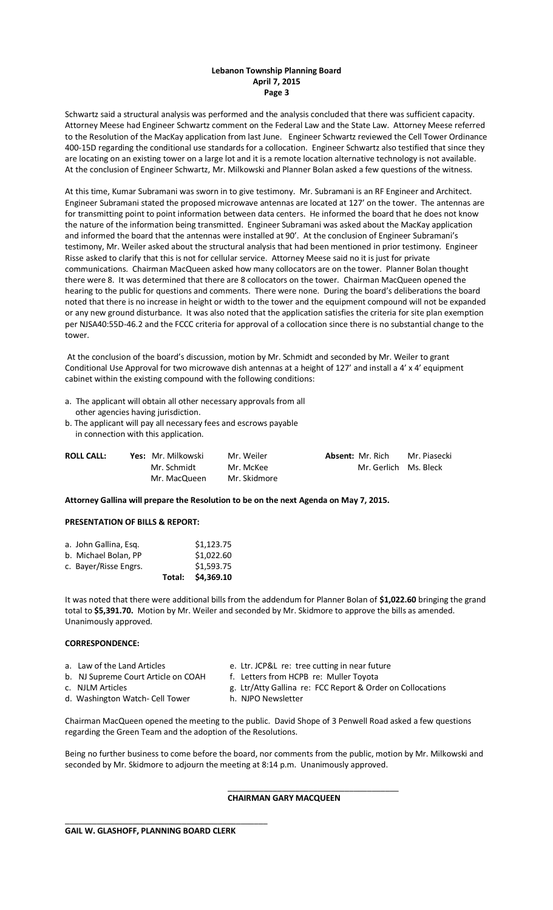Schwartz said a structural analysis was performed and the analysis concluded that there was sufficient capacity. Attorney Meese had Engineer Schwartz comment on the Federal Law and the State Law. Attorney Meese referred to the Resolution of the MacKay application from last June. Engineer Schwartz reviewed the Cell Tower Ordinance 400-15D regarding the conditional use standards for a collocation. Engineer Schwartz also testified that since they are locating on an existing tower on a large lot and it is a remote location alternative technology is not available. At the conclusion of Engineer Schwartz, Mr. Milkowski and Planner Bolan asked a few questions of the witness.

At this time, Kumar Subramani was sworn in to give testimony. Mr. Subramani is an RF Engineer and Architect. Engineer Subramani stated the proposed microwave antennas are located at 127' on the tower. The antennas are for transmitting point to point information between data centers. He informed the board that he does not know the nature of the information being transmitted. Engineer Subramani was asked about the MacKay application and informed the board that the antennas were installed at 90'. At the conclusion of Engineer Subramani's testimony, Mr. Weiler asked about the structural analysis that had been mentioned in prior testimony. Engineer Risse asked to clarify that this is not for cellular service. Attorney Meese said no it is just for private communications. Chairman MacQueen asked how many collocators are on the tower. Planner Bolan thought there were 8. It was determined that there are 8 collocators on the tower. Chairman MacQueen opened the hearing to the public for questions and comments. There were none. During the board's deliberations the board noted that there is no increase in height or width to the tower and the equipment compound will not be expanded or any new ground disturbance. It was also noted that the application satisfies the criteria for site plan exemption per NJSA40:55D-46.2 and the FCCC criteria for approval of a collocation since there is no substantial change to the tower.

At the conclusion of the board's discussion, motion by Mr. Schmidt and seconded by Mr. Weiler to grant Conditional Use Approval for two microwave dish antennas at a height of 127' and install a 4' x 4' equipment cabinet within the existing compound with the following conditions:

a. The applicant will obtain all other necessary approvals from all other agencies having jurisdiction.
b. The applicant will pay all necessary fees and escrows payable in connection with this application.

| | | | | | |
|---|---|---|---|---|---|
| **ROLL CALL:** | **Yes:** Mr. Milkowski | Mr. Weiler | **Absent:** Mr. Rich | Mr. Piasecki |
| | Mr. Schmidt | Mr. McKee | Mr. Gerlich | Ms. Bleck |
| | Mr. MacQueen | Mr. Skidmore | | |

**Attorney Gallina will prepare the Resolution to be on the next Agenda on May 7, 2015.**

**PRESENTATION OF BILLS & REPORT:**

| | |
|---|---|
| a. John Gallina, Esq. | $1,123.75 |
| b. Michael Bolan, PP | $1,022.60 |
| c. Bayer/Risse Engrs. | $1,593.75 |
| **Total:** | **$4,369.10** |

It was noted that there were additional bills from the addendum for Planner Bolan of **$1,022.60** bringing the grand total to **$5,391.70.** Motion by Mr. Weiler and seconded by Mr. Skidmore to approve the bills as amended. Unanimously approved.

**CORRESPONDENCE:**

a. Law of the Land Articles
b. NJ Supreme Court Article on COAH
c. NJLM Articles
d. Washington Watch- Cell Tower
e. Ltr. JCP&L re: tree cutting in near future
f. Letters from HCPB re: Muller Toyota
g. Ltr/Atty Gallina re: FCC Report & Order on Collocations
h. NJPO Newsletter

Chairman MacQueen opened the meeting to the public. David Shope of 3 Penwell Road asked a few questions regarding the Green Team and the adoption of the Resolutions.

Being no further business to come before the board, nor comments from the public, motion by Mr. Milkowski and seconded by Mr. Skidmore to adjourn the meeting at 8:14 p.m. Unanimously approved.

\_\_\_\_\_\_\_\_\_\_\_\_\_\_\_\_\_\_\_\_\_\_\_\_\_\_\_\_\_\_\_\_\_\_\_\_\_\_\_\_
**CHAIRMAN GARY MACQUEEN**

\_\_\_\_\_\_\_\_\_\_\_\_\_\_\_\_\_\_\_\_\_\_\_\_\_\_\_\_\_\_\_\_\_\_\_\_\_\_\_\_
**GAIL W. GLASHOFF, PLANNING BOARD CLERK**